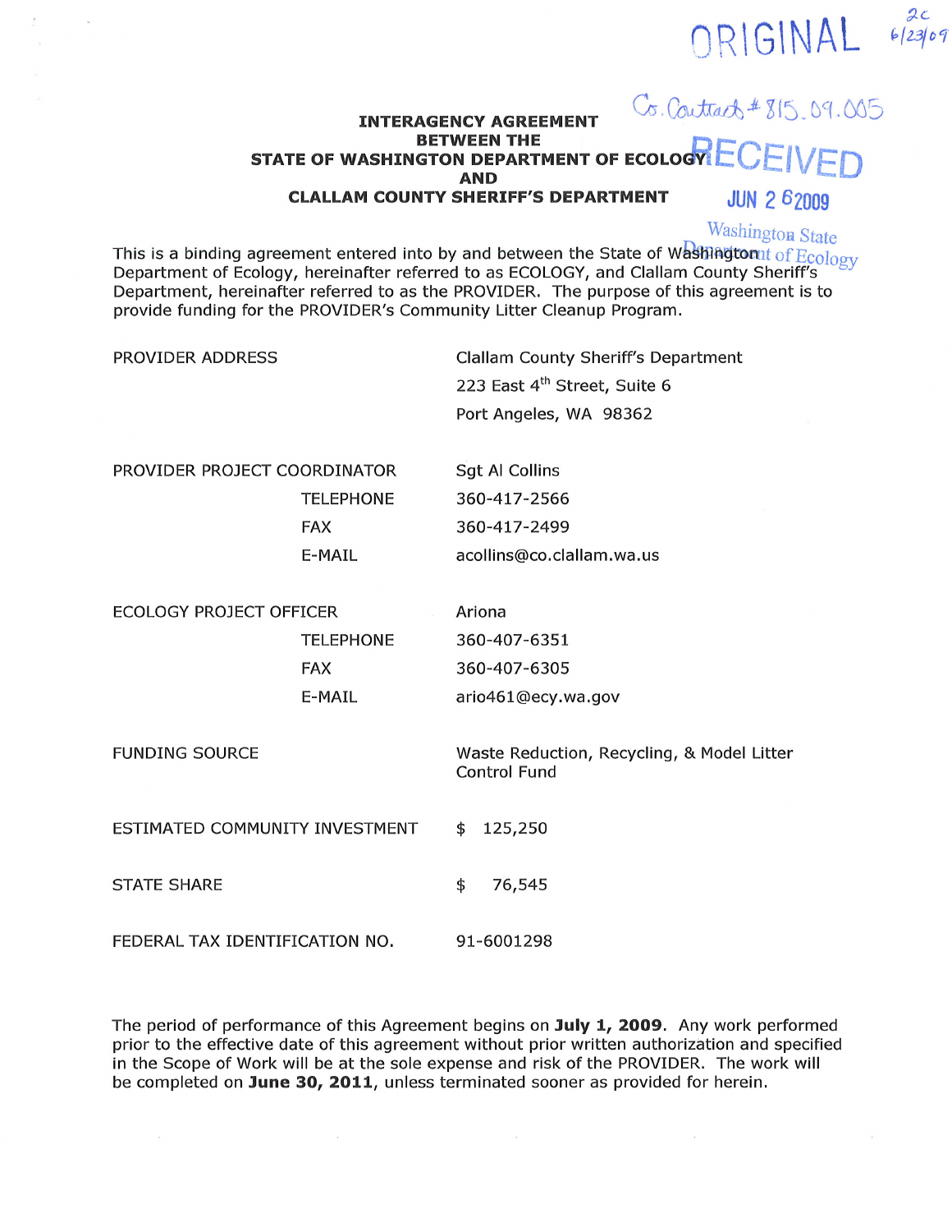ORIGINAL 2c 6/23/09

Co. Contract # 815.09.005

RECEIVED
JUN 26 2009
Washington State Department of Ecology

**INTERAGENCY AGREEMENT**
**BETWEEN THE**
**STATE OF WASHINGTON DEPARTMENT OF ECOLOGY**
**AND**
**CLALLAM COUNTY SHERIFF'S DEPARTMENT**

This is a binding agreement entered into by and between the State of Washington Department of Ecology, hereinafter referred to as ECOLOGY, and Clallam County Sheriff's Department, hereinafter referred to as the PROVIDER. The purpose of this agreement is to provide funding for the PROVIDER's Community Litter Cleanup Program.

| | |
|---|---|
| PROVIDER ADDRESS | Clallam County Sheriff's Department<br>223 East 4th Street, Suite 6<br>Port Angeles, WA 98362 |
| PROVIDER PROJECT COORDINATOR | Sgt Al Collins |
| TELEPHONE | 360-417-2566 |
| FAX | 360-417-2499 |
| E-MAIL | acollins@co.clallam.wa.us |
| ECOLOGY PROJECT OFFICER | Ariona |
| TELEPHONE | 360-407-6351 |
| FAX | 360-407-6305 |
| E-MAIL | ario461@ecy.wa.gov |
| FUNDING SOURCE | Waste Reduction, Recycling, & Model Litter Control Fund |
| ESTIMATED COMMUNITY INVESTMENT | $ 125,250 |
| STATE SHARE | $ 76,545 |
| FEDERAL TAX IDENTIFICATION NO. | 91-6001298 |

The period of performance of this Agreement begins on **July 1, 2009**. Any work performed prior to the effective date of this agreement without prior written authorization and specified in the Scope of Work will be at the sole expense and risk of the PROVIDER. The work will be completed on **June 30, 2011**, unless terminated sooner as provided for herein.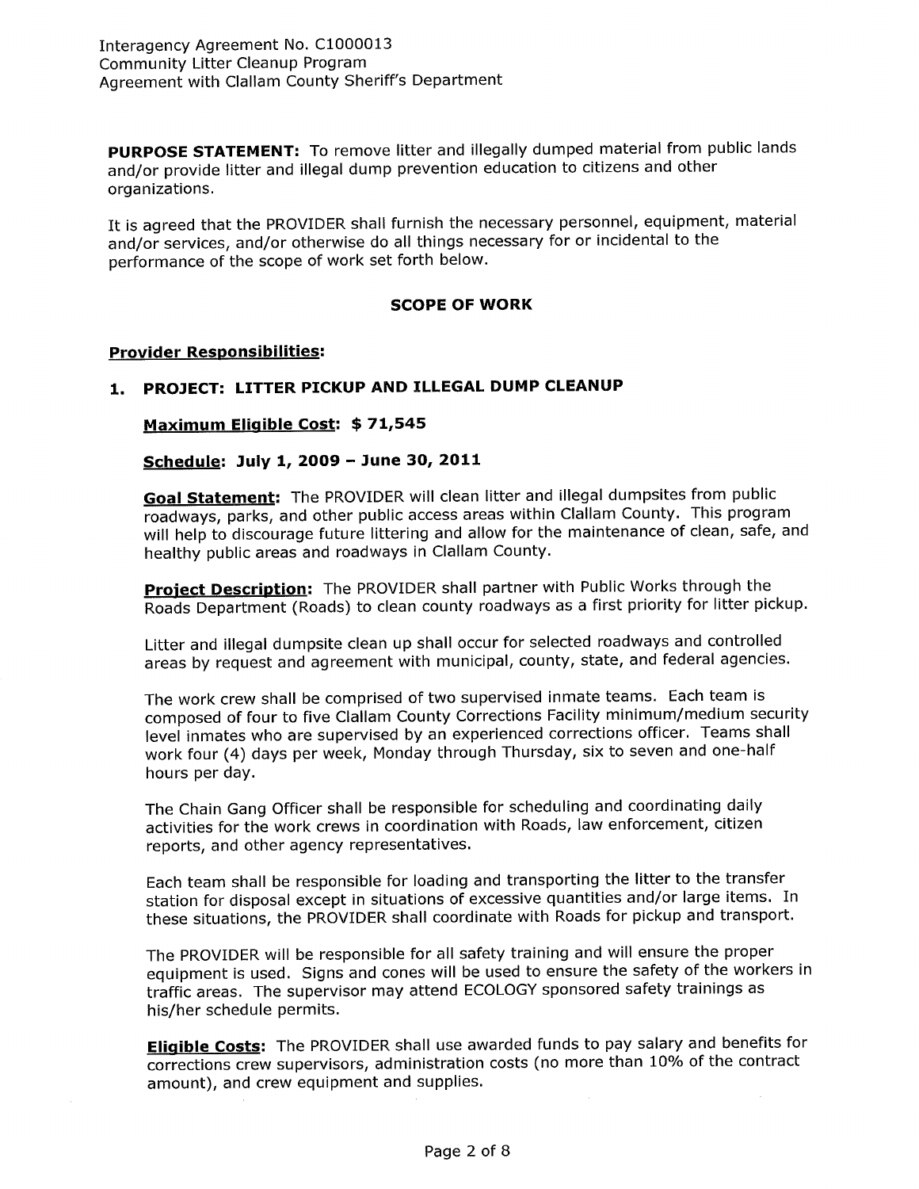Interagency Agreement No. C1000013
Community Litter Cleanup Program
Agreement with Clallam County Sheriff's Department

**PURPOSE STATEMENT:** To remove litter and illegally dumped material from public lands and/or provide litter and illegal dump prevention education to citizens and other organizations.

It is agreed that the PROVIDER shall furnish the necessary personnel, equipment, material and/or services, and/or otherwise do all things necessary for or incidental to the performance of the scope of work set forth below.

## SCOPE OF WORK

**Provider Responsibilities:**

### 1. PROJECT: LITTER PICKUP AND ILLEGAL DUMP CLEANUP

**Maximum Eligible Cost: $ 71,545**

**Schedule: July 1, 2009 – June 30, 2011**

**Goal Statement:** The PROVIDER will clean litter and illegal dumpsites from public roadways, parks, and other public access areas within Clallam County. This program will help to discourage future littering and allow for the maintenance of clean, safe, and healthy public areas and roadways in Clallam County.

**Project Description:** The PROVIDER shall partner with Public Works through the Roads Department (Roads) to clean county roadways as a first priority for litter pickup.

Litter and illegal dumpsite clean up shall occur for selected roadways and controlled areas by request and agreement with municipal, county, state, and federal agencies.

The work crew shall be comprised of two supervised inmate teams. Each team is composed of four to five Clallam County Corrections Facility minimum/medium security level inmates who are supervised by an experienced corrections officer. Teams shall work four (4) days per week, Monday through Thursday, six to seven and one-half hours per day.

The Chain Gang Officer shall be responsible for scheduling and coordinating daily activities for the work crews in coordination with Roads, law enforcement, citizen reports, and other agency representatives.

Each team shall be responsible for loading and transporting the litter to the transfer station for disposal except in situations of excessive quantities and/or large items. In these situations, the PROVIDER shall coordinate with Roads for pickup and transport.

The PROVIDER will be responsible for all safety training and will ensure the proper equipment is used. Signs and cones will be used to ensure the safety of the workers in traffic areas. The supervisor may attend ECOLOGY sponsored safety trainings as his/her schedule permits.

**Eligible Costs:** The PROVIDER shall use awarded funds to pay salary and benefits for corrections crew supervisors, administration costs (no more than 10% of the contract amount), and crew equipment and supplies.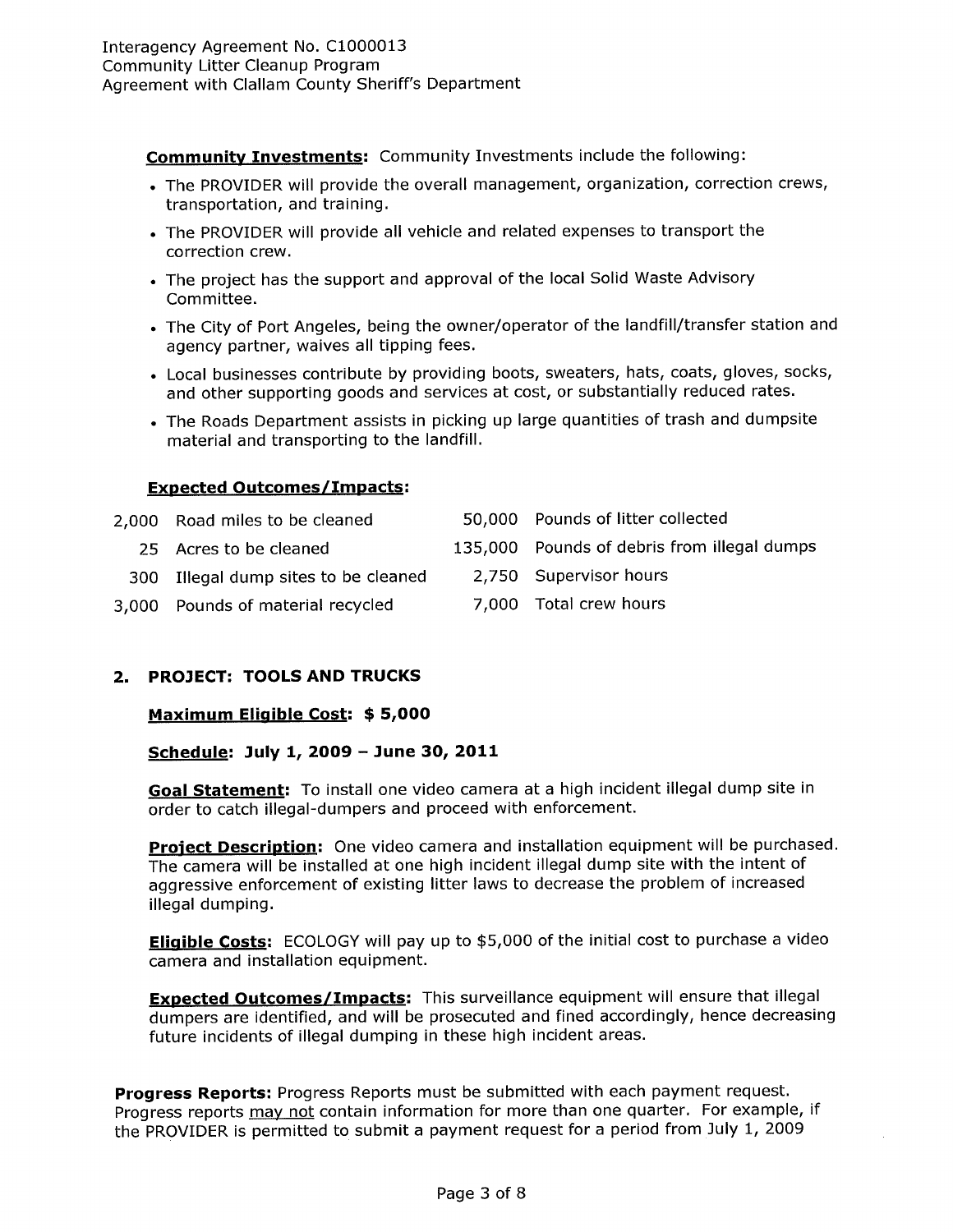**Community Investments:** Community Investments include the following:

- The PROVIDER will provide the overall management, organization, correction crews, transportation, and training.
- The PROVIDER will provide all vehicle and related expenses to transport the correction crew.
- The project has the support and approval of the local Solid Waste Advisory Committee.
- The City of Port Angeles, being the owner/operator of the landfill/transfer station and agency partner, waives all tipping fees.
- Local businesses contribute by providing boots, sweaters, hats, coats, gloves, socks, and other supporting goods and services at cost, or substantially reduced rates.
- The Roads Department assists in picking up large quantities of trash and dumpsite material and transporting to the landfill.

**Expected Outcomes/Impacts:**

| | | | |
|---|---|---|---|
| 2,000 | Road miles to be cleaned | 50,000 | Pounds of litter collected |
| 25 | Acres to be cleaned | 135,000 | Pounds of debris from illegal dumps |
| 300 | Illegal dump sites to be cleaned | 2,750 | Supervisor hours |
| 3,000 | Pounds of material recycled | 7,000 | Total crew hours |

## 2. PROJECT: TOOLS AND TRUCKS

**Maximum Eligible Cost: $ 5,000**

**Schedule: July 1, 2009 – June 30, 2011**

**Goal Statement:** To install one video camera at a high incident illegal dump site in order to catch illegal-dumpers and proceed with enforcement.

**Project Description:** One video camera and installation equipment will be purchased. The camera will be installed at one high incident illegal dump site with the intent of aggressive enforcement of existing litter laws to decrease the problem of increased illegal dumping.

**Eligible Costs:** ECOLOGY will pay up to $5,000 of the initial cost to purchase a video camera and installation equipment.

**Expected Outcomes/Impacts:** This surveillance equipment will ensure that illegal dumpers are identified, and will be prosecuted and fined accordingly, hence decreasing future incidents of illegal dumping in these high incident areas.

**Progress Reports:** Progress Reports must be submitted with each payment request. Progress reports may not contain information for more than one quarter. For example, if the PROVIDER is permitted to submit a payment request for a period from July 1, 2009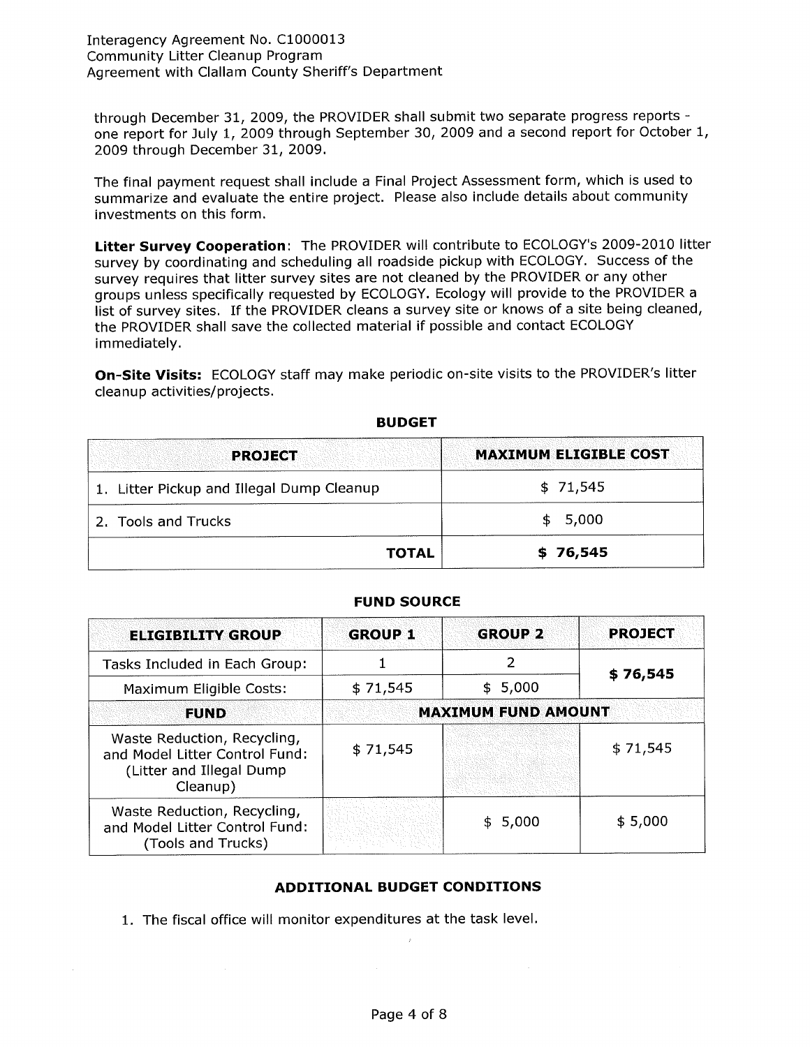through December 31, 2009, the PROVIDER shall submit two separate progress reports - one report for July 1, 2009 through September 30, 2009 and a second report for October 1, 2009 through December 31, 2009.

The final payment request shall include a Final Project Assessment form, which is used to summarize and evaluate the entire project. Please also include details about community investments on this form.

**Litter Survey Cooperation**: The PROVIDER will contribute to ECOLOGY's 2009-2010 litter survey by coordinating and scheduling all roadside pickup with ECOLOGY. Success of the survey requires that litter survey sites are not cleaned by the PROVIDER or any other groups unless specifically requested by ECOLOGY. Ecology will provide to the PROVIDER a list of survey sites. If the PROVIDER cleans a survey site or knows of a site being cleaned, the PROVIDER shall save the collected material if possible and contact ECOLOGY immediately.

**On-Site Visits:** ECOLOGY staff may make periodic on-site visits to the PROVIDER's litter cleanup activities/projects.

## BUDGET

| PROJECT | MAXIMUM ELIGIBLE COST |
|---|---|
| 1. Litter Pickup and Illegal Dump Cleanup | $ 71,545 |
| 2. Tools and Trucks | $ 5,000 |
| **TOTAL** | **$ 76,545** |

## FUND SOURCE

| ELIGIBILITY GROUP | GROUP 1 | GROUP 2 | PROJECT |
|---|---|---|---|
| Tasks Included in Each Group: | 1 | 2 | **$ 76,545** |
| Maximum Eligible Costs: | $ 71,545 | $ 5,000 | |
| **FUND** | **MAXIMUM FUND AMOUNT** | | |
| Waste Reduction, Recycling, and Model Litter Control Fund: (Litter and Illegal Dump Cleanup) | $ 71,545 | | $ 71,545 |
| Waste Reduction, Recycling, and Model Litter Control Fund: (Tools and Trucks) | | $ 5,000 | $ 5,000 |

## ADDITIONAL BUDGET CONDITIONS

1. The fiscal office will monitor expenditures at the task level.